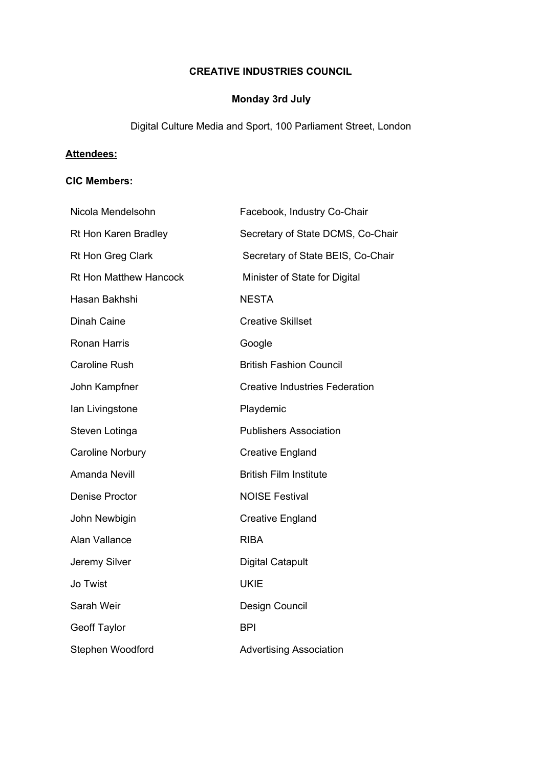**CREATIVE INDUSTRIES COUNCIL**

**Monday 3rd July**

Digital Culture Media and Sport, 100 Parliament Street, London

**Attendees:**

**CIC Members:**

| | |
|---|---|
| Nicola Mendelsohn | Facebook, Industry Co-Chair |
| Rt Hon Karen Bradley | Secretary of State DCMS, Co-Chair |
| Rt Hon Greg Clark | Secretary of State BEIS, Co-Chair |
| Rt Hon Matthew Hancock | Minister of State for Digital |
| Hasan Bakhshi | NESTA |
| Dinah Caine | Creative Skillset |
| Ronan Harris | Google |
| Caroline Rush | British Fashion Council |
| John Kampfner | Creative Industries Federation |
| Ian Livingstone | Playdemic |
| Steven Lotinga | Publishers Association |
| Caroline Norbury | Creative England |
| Amanda Nevill | British Film Institute |
| Denise Proctor | NOISE Festival |
| John Newbigin | Creative England |
| Alan Vallance | RIBA |
| Jeremy Silver | Digital Catapult |
| Jo Twist | UKIE |
| Sarah Weir | Design Council |
| Geoff Taylor | BPI |
| Stephen Woodford | Advertising Association |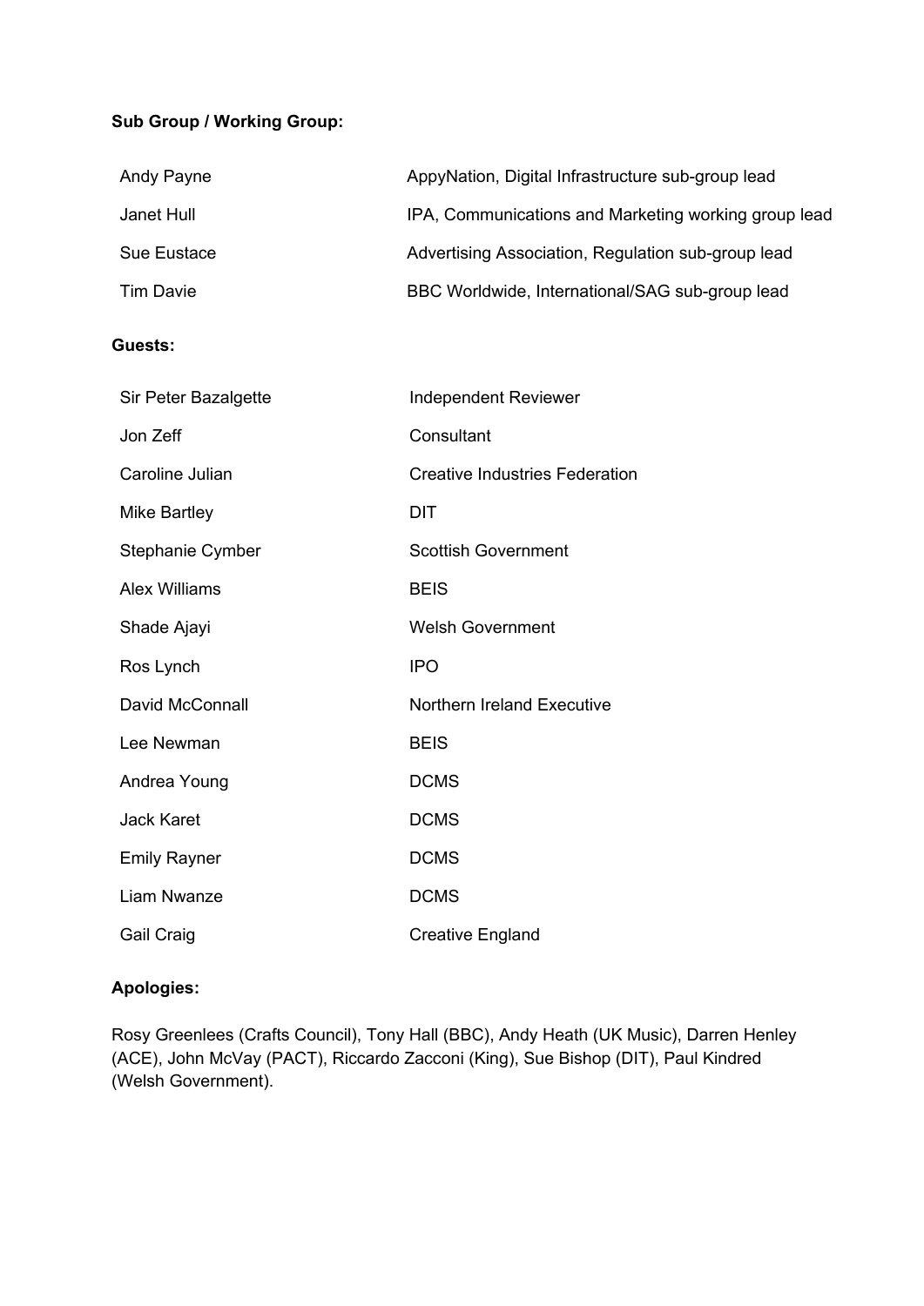**Sub Group / Working Group:**

| | |
|---|---|
| Andy Payne | AppyNation, Digital Infrastructure sub-group lead |
| Janet Hull | IPA, Communications and Marketing working group lead |
| Sue Eustace | Advertising Association, Regulation sub-group lead |
| Tim Davie | BBC Worldwide, International/SAG sub-group lead |

**Guests:**

| | |
|---|---|
| Sir Peter Bazalgette | Independent Reviewer |
| Jon Zeff | Consultant |
| Caroline Julian | Creative Industries Federation |
| Mike Bartley | DIT |
| Stephanie Cymber | Scottish Government |
| Alex Williams | BEIS |
| Shade Ajayi | Welsh Government |
| Ros Lynch | IPO |
| David McConnall | Northern Ireland Executive |
| Lee Newman | BEIS |
| Andrea Young | DCMS |
| Jack Karet | DCMS |
| Emily Rayner | DCMS |
| Liam Nwanze | DCMS |
| Gail Craig | Creative England |

**Apologies:**

Rosy Greenlees (Crafts Council), Tony Hall (BBC), Andy Heath (UK Music), Darren Henley (ACE), John McVay (PACT), Riccardo Zacconi (King), Sue Bishop (DIT), Paul Kindred (Welsh Government).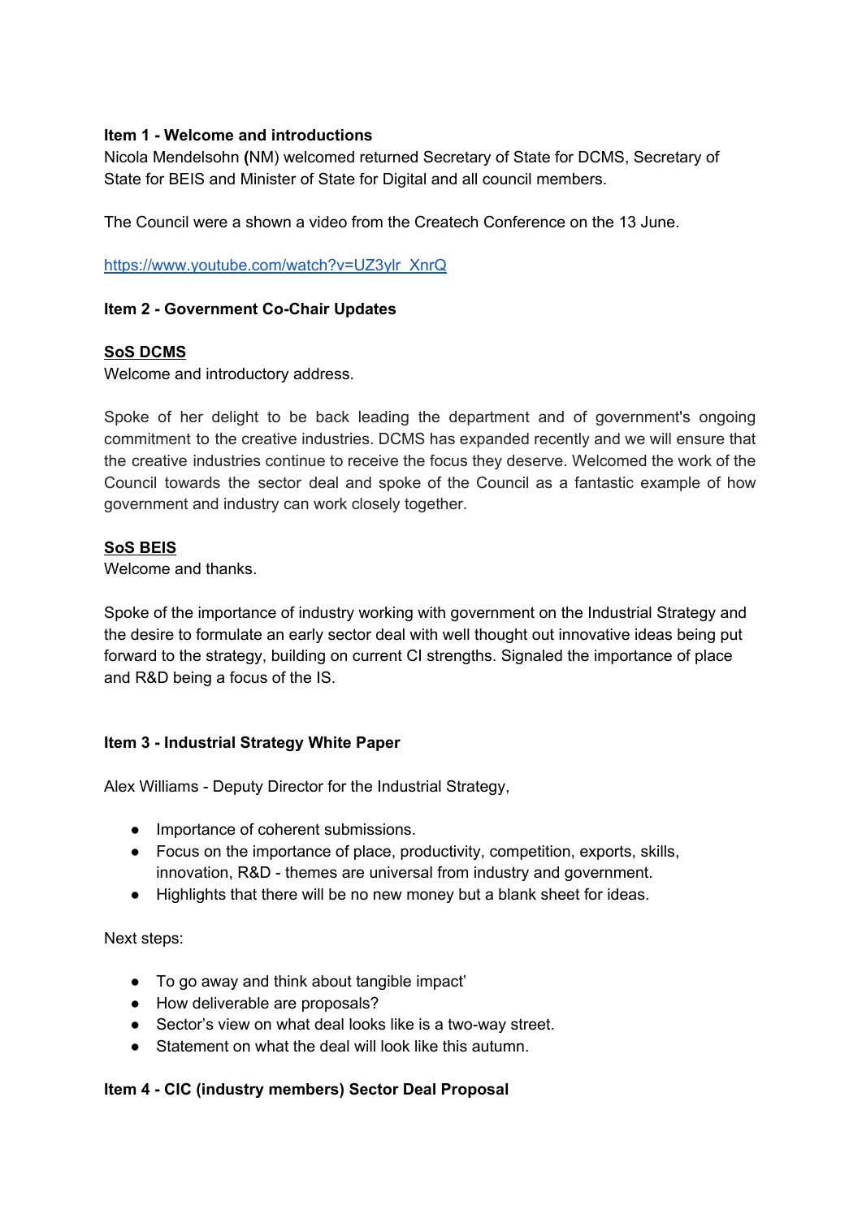**Item 1 - Welcome and introductions**

Nicola Mendelsohn **(**NM) welcomed returned Secretary of State for DCMS, Secretary of State for BEIS and Minister of State for Digital and all council members.

The Council were a shown a video from the Createch Conference on the 13 June.

https://www.youtube.com/watch?v=UZ3ylr_XnrQ

**Item 2 - Government Co-Chair Updates**

**SoS DCMS**

Welcome and introductory address.

Spoke of her delight to be back leading the department and of government's ongoing commitment to the creative industries. DCMS has expanded recently and we will ensure that the creative industries continue to receive the focus they deserve. Welcomed the work of the Council towards the sector deal and spoke of the Council as a fantastic example of how government and industry can work closely together.

**SoS BEIS**

Welcome and thanks.

Spoke of the importance of industry working with government on the Industrial Strategy and the desire to formulate an early sector deal with well thought out innovative ideas being put forward to the strategy, building on current CI strengths. Signaled the importance of place and R&D being a focus of the IS.

**Item 3 - Industrial Strategy White Paper**

Alex Williams - Deputy Director for the Industrial Strategy,

- Importance of coherent submissions.
- Focus on the importance of place, productivity, competition, exports, skills, innovation, R&D - themes are universal from industry and government.
- Highlights that there will be no new money but a blank sheet for ideas.

Next steps:

- To go away and think about tangible impact'
- How deliverable are proposals?
- Sector's view on what deal looks like is a two-way street.
- Statement on what the deal will look like this autumn.

**Item 4 - CIC (industry members) Sector Deal Proposal**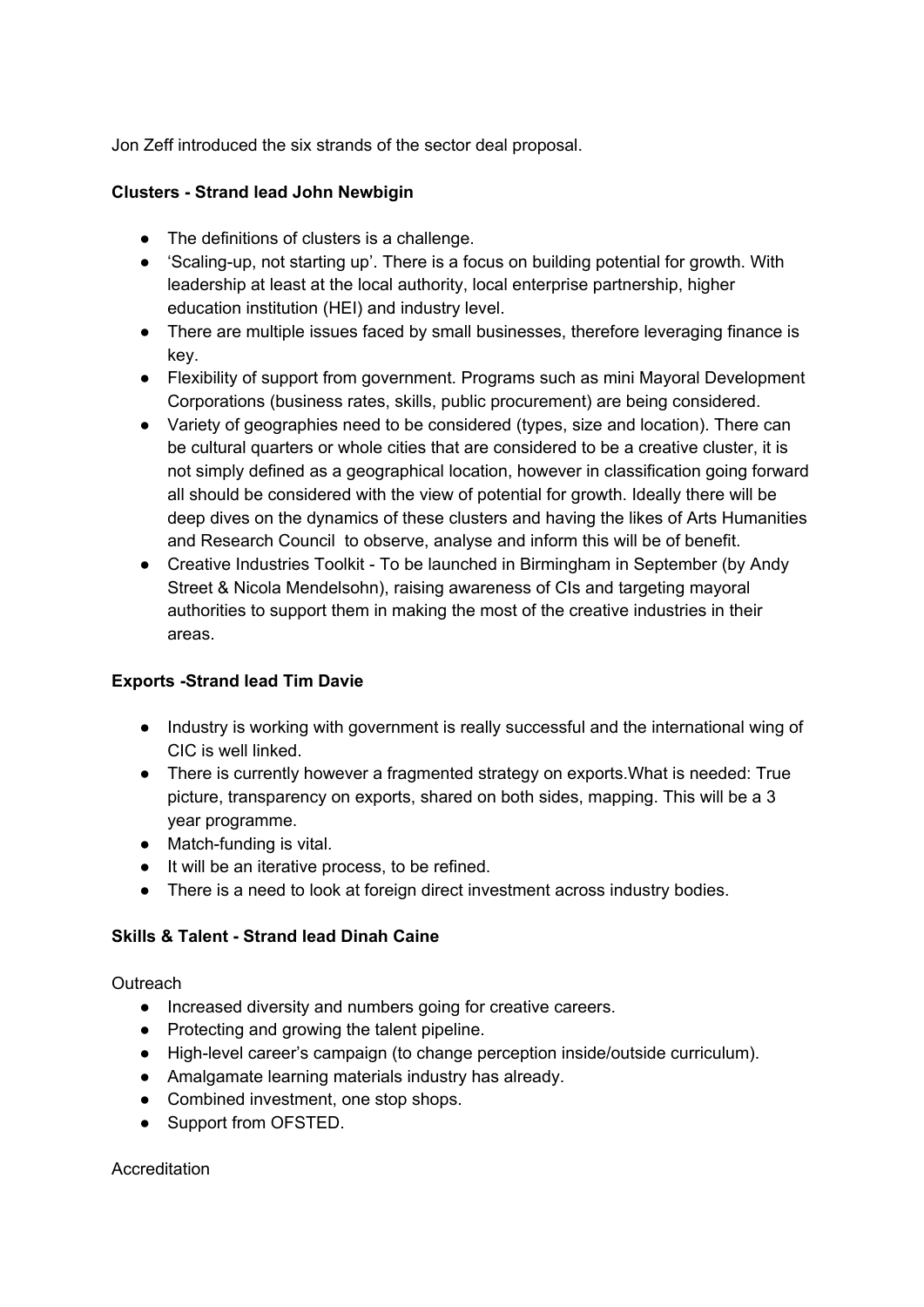Jon Zeff introduced the six strands of the sector deal proposal.

**Clusters - Strand lead John Newbigin**

- The definitions of clusters is a challenge.
- 'Scaling-up, not starting up'. There is a focus on building potential for growth. With leadership at least at the local authority, local enterprise partnership, higher education institution (HEI) and industry level.
- There are multiple issues faced by small businesses, therefore leveraging finance is key.
- Flexibility of support from government. Programs such as mini Mayoral Development Corporations (business rates, skills, public procurement) are being considered.
- Variety of geographies need to be considered (types, size and location). There can be cultural quarters or whole cities that are considered to be a creative cluster, it is not simply defined as a geographical location, however in classification going forward all should be considered with the view of potential for growth. Ideally there will be deep dives on the dynamics of these clusters and having the likes of Arts Humanities and Research Council to observe, analyse and inform this will be of benefit.
- Creative Industries Toolkit - To be launched in Birmingham in September (by Andy Street & Nicola Mendelsohn), raising awareness of CIs and targeting mayoral authorities to support them in making the most of the creative industries in their areas.

**Exports -Strand lead Tim Davie**

- Industry is working with government is really successful and the international wing of CIC is well linked.
- There is currently however a fragmented strategy on exports.What is needed: True picture, transparency on exports, shared on both sides, mapping. This will be a 3 year programme.
- Match-funding is vital.
- It will be an iterative process, to be refined.
- There is a need to look at foreign direct investment across industry bodies.

**Skills & Talent - Strand lead Dinah Caine**

Outreach

- Increased diversity and numbers going for creative careers.
- Protecting and growing the talent pipeline.
- High-level career's campaign (to change perception inside/outside curriculum).
- Amalgamate learning materials industry has already.
- Combined investment, one stop shops.
- Support from OFSTED.

Accreditation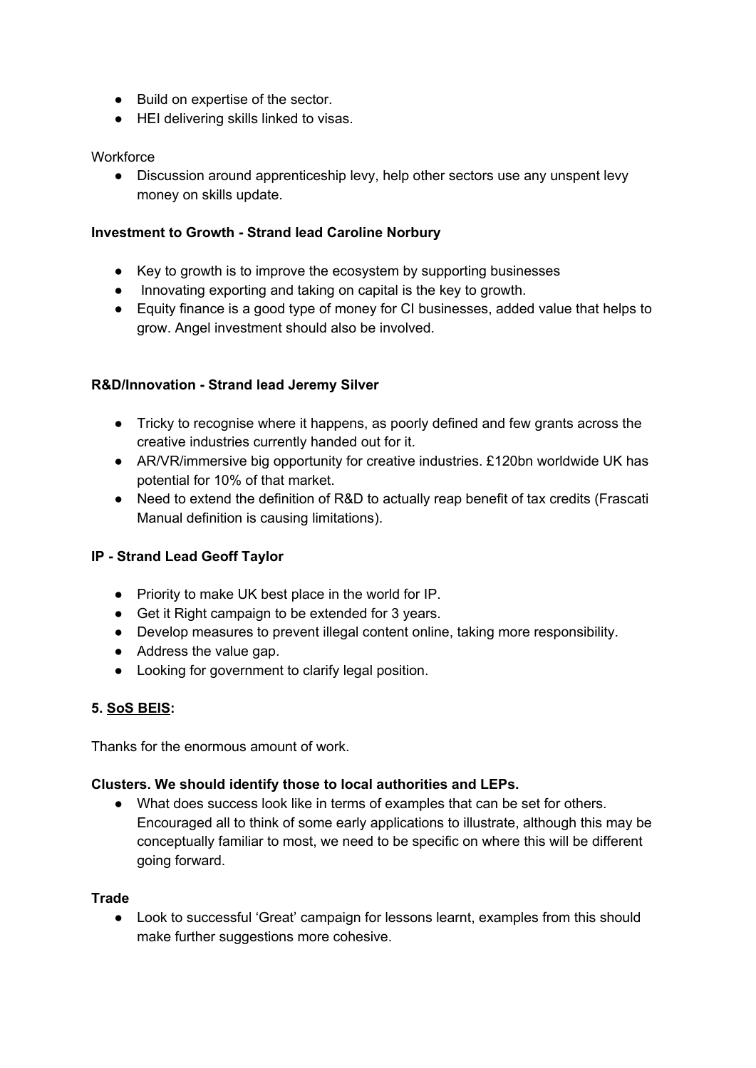- Build on expertise of the sector.
- HEI delivering skills linked to visas.

Workforce

- Discussion around apprenticeship levy, help other sectors use any unspent levy money on skills update.

**Investment to Growth - Strand lead Caroline Norbury**

- Key to growth is to improve the ecosystem by supporting businesses
- Innovating exporting and taking on capital is the key to growth.
- Equity finance is a good type of money for CI businesses, added value that helps to grow. Angel investment should also be involved.

**R&D/Innovation - Strand lead Jeremy Silver**

- Tricky to recognise where it happens, as poorly defined and few grants across the creative industries currently handed out for it.
- AR/VR/immersive big opportunity for creative industries. £120bn worldwide UK has potential for 10% of that market.
- Need to extend the definition of R&D to actually reap benefit of tax credits (Frascati Manual definition is causing limitations).

**IP - Strand Lead Geoff Taylor**

- Priority to make UK best place in the world for IP.
- Get it Right campaign to be extended for 3 years.
- Develop measures to prevent illegal content online, taking more responsibility.
- Address the value gap.
- Looking for government to clarify legal position.

**5. SoS BEIS:**

Thanks for the enormous amount of work.

**Clusters. We should identify those to local authorities and LEPs.**

- What does success look like in terms of examples that can be set for others. Encouraged all to think of some early applications to illustrate, although this may be conceptually familiar to most, we need to be specific on where this will be different going forward.

**Trade**

- Look to successful 'Great' campaign for lessons learnt, examples from this should make further suggestions more cohesive.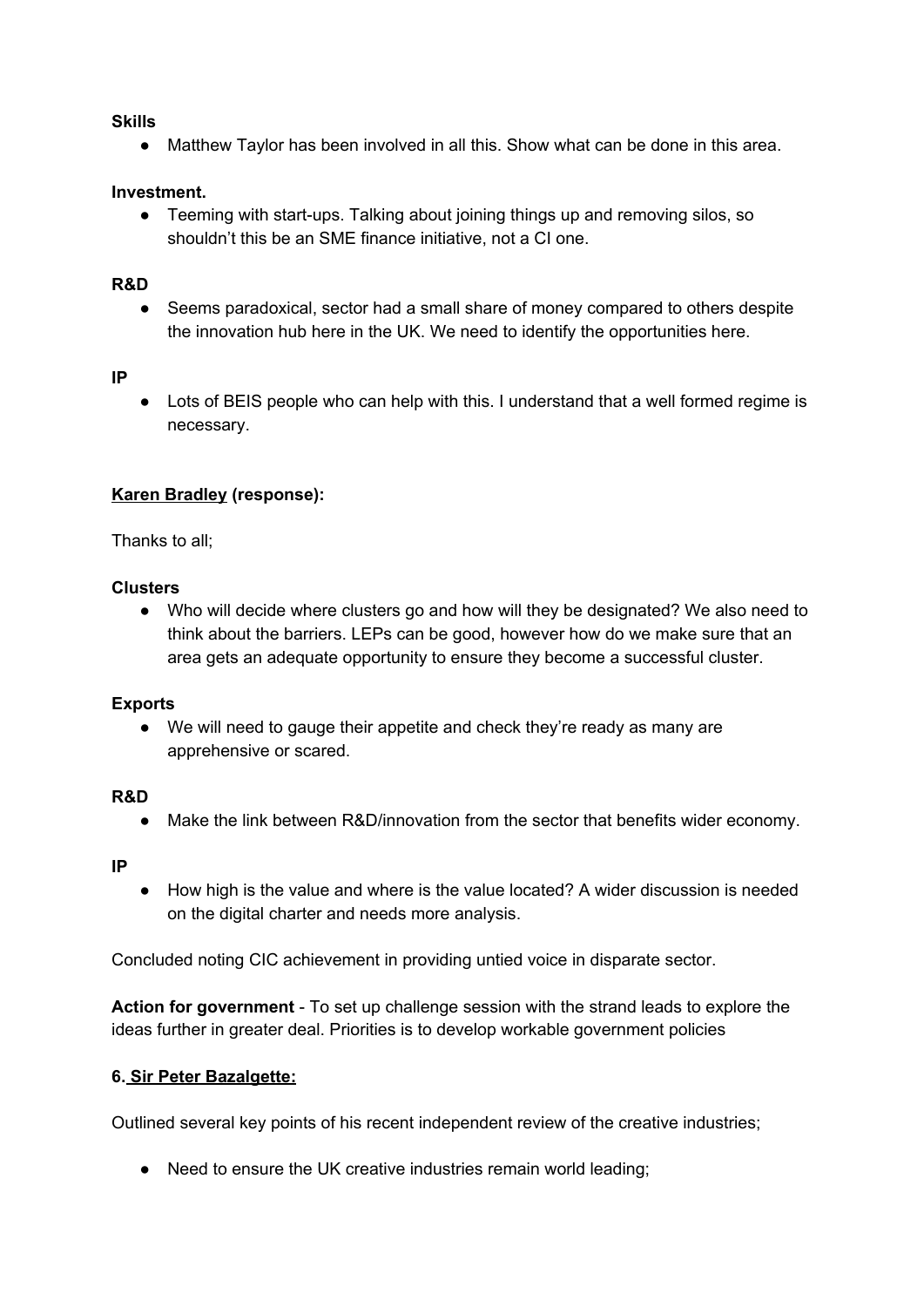**Skills**

- Matthew Taylor has been involved in all this. Show what can be done in this area.

**Investment.**

- Teeming with start-ups. Talking about joining things up and removing silos, so shouldn't this be an SME finance initiative, not a CI one.

**R&D**

- Seems paradoxical, sector had a small share of money compared to others despite the innovation hub here in the UK. We need to identify the opportunities here.

**IP**

- Lots of BEIS people who can help with this. I understand that a well formed regime is necessary.

**Karen Bradley (response):**

Thanks to all;

**Clusters**

- Who will decide where clusters go and how will they be designated? We also need to think about the barriers. LEPs can be good, however how do we make sure that an area gets an adequate opportunity to ensure they become a successful cluster.

**Exports**

- We will need to gauge their appetite and check they're ready as many are apprehensive or scared.

**R&D**

- Make the link between R&D/innovation from the sector that benefits wider economy.

**IP**

- How high is the value and where is the value located? A wider discussion is needed on the digital charter and needs more analysis.

Concluded noting CIC achievement in providing untied voice in disparate sector.

**Action for government** - To set up challenge session with the strand leads to explore the ideas further in greater deal. Priorities is to develop workable government policies

**6. Sir Peter Bazalgette:**

Outlined several key points of his recent independent review of the creative industries;

- Need to ensure the UK creative industries remain world leading;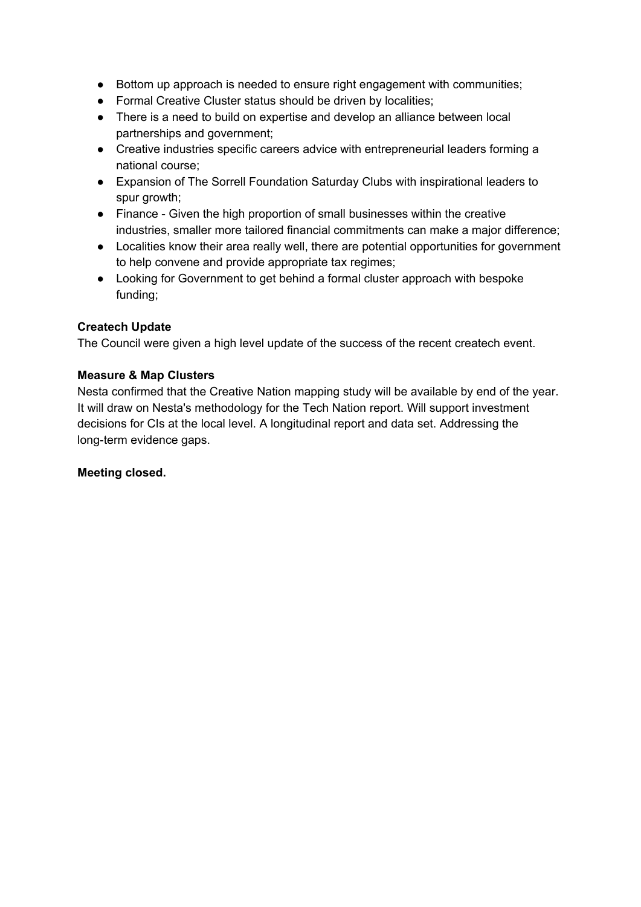- Bottom up approach is needed to ensure right engagement with communities;
- Formal Creative Cluster status should be driven by localities;
- There is a need to build on expertise and develop an alliance between local partnerships and government;
- Creative industries specific careers advice with entrepreneurial leaders forming a national course;
- Expansion of The Sorrell Foundation Saturday Clubs with inspirational leaders to spur growth;
- Finance - Given the high proportion of small businesses within the creative industries, smaller more tailored financial commitments can make a major difference;
- Localities know their area really well, there are potential opportunities for government to help convene and provide appropriate tax regimes;
- Looking for Government to get behind a formal cluster approach with bespoke funding;

**Createch Update**

The Council were given a high level update of the success of the recent createch event.

**Measure & Map Clusters**

Nesta confirmed that the Creative Nation mapping study will be available by end of the year. It will draw on Nesta's methodology for the Tech Nation report. Will support investment decisions for CIs at the local level. A longitudinal report and data set. Addressing the long-term evidence gaps.

**Meeting closed.**